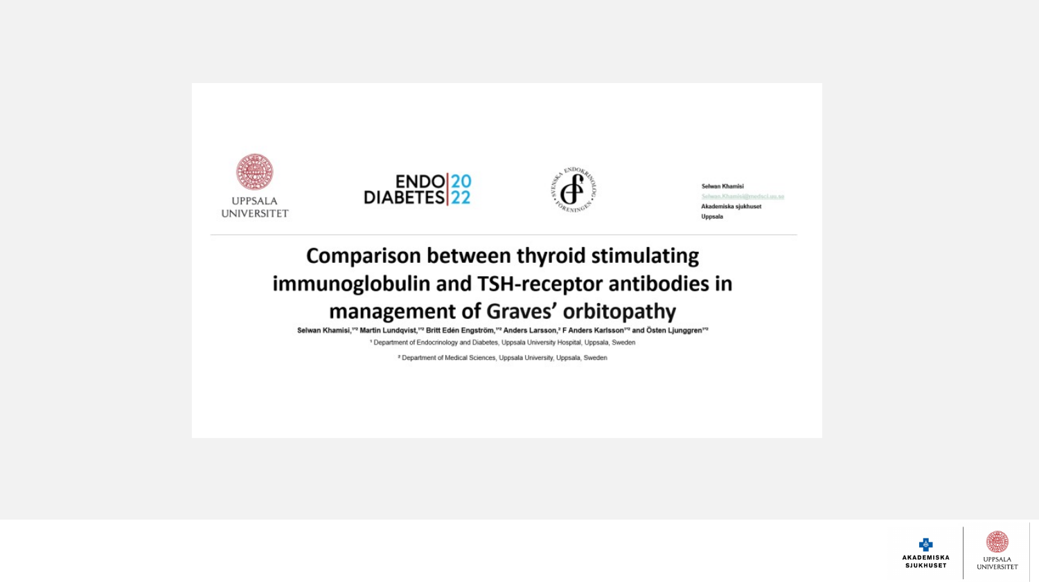UPPSALA UNIVERSITET

ENDO DIABETES 2022

Selwan Khamisi
Selwan.Khamisi@medsci.uu.se
Akademiska sjukhuset
Uppsala

# Comparison between thyroid stimulating immunoglobulin and TSH-receptor antibodies in management of Graves' orbitopathy

Selwan Khamisi,[1,2] Martin Lundqvist,[1,2] Britt Edén Engström,[1,2] Anders Larsson,[2] F Anders Karlsson[1,2] and Östen Ljunggren[1,2]

[1] Department of Endocrinology and Diabetes, Uppsala University Hospital, Uppsala, Sweden

[2] Department of Medical Sciences, Uppsala University, Uppsala, Sweden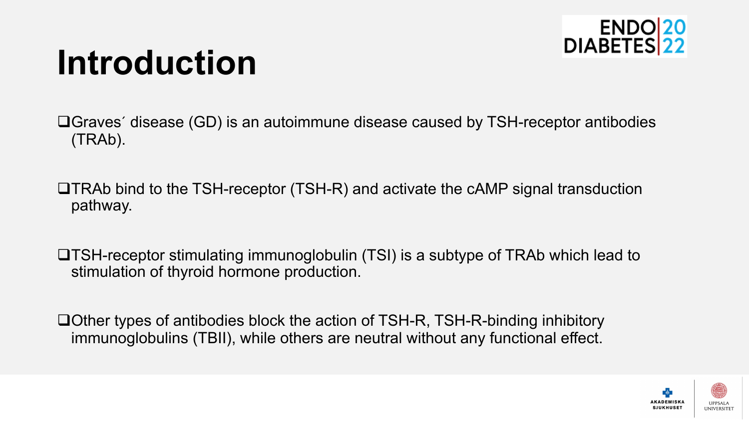# Introduction

- Graves´ disease (GD) is an autoimmune disease caused by TSH-receptor antibodies (TRAb).

- TRAb bind to the TSH-receptor (TSH-R) and activate the cAMP signal transduction pathway.

- TSH-receptor stimulating immunoglobulin (TSI) is a subtype of TRAb which lead to stimulation of thyroid hormone production.

- Other types of antibodies block the action of TSH-R, TSH-R-binding inhibitory immunoglobulins (TBII), while others are neutral without any functional effect.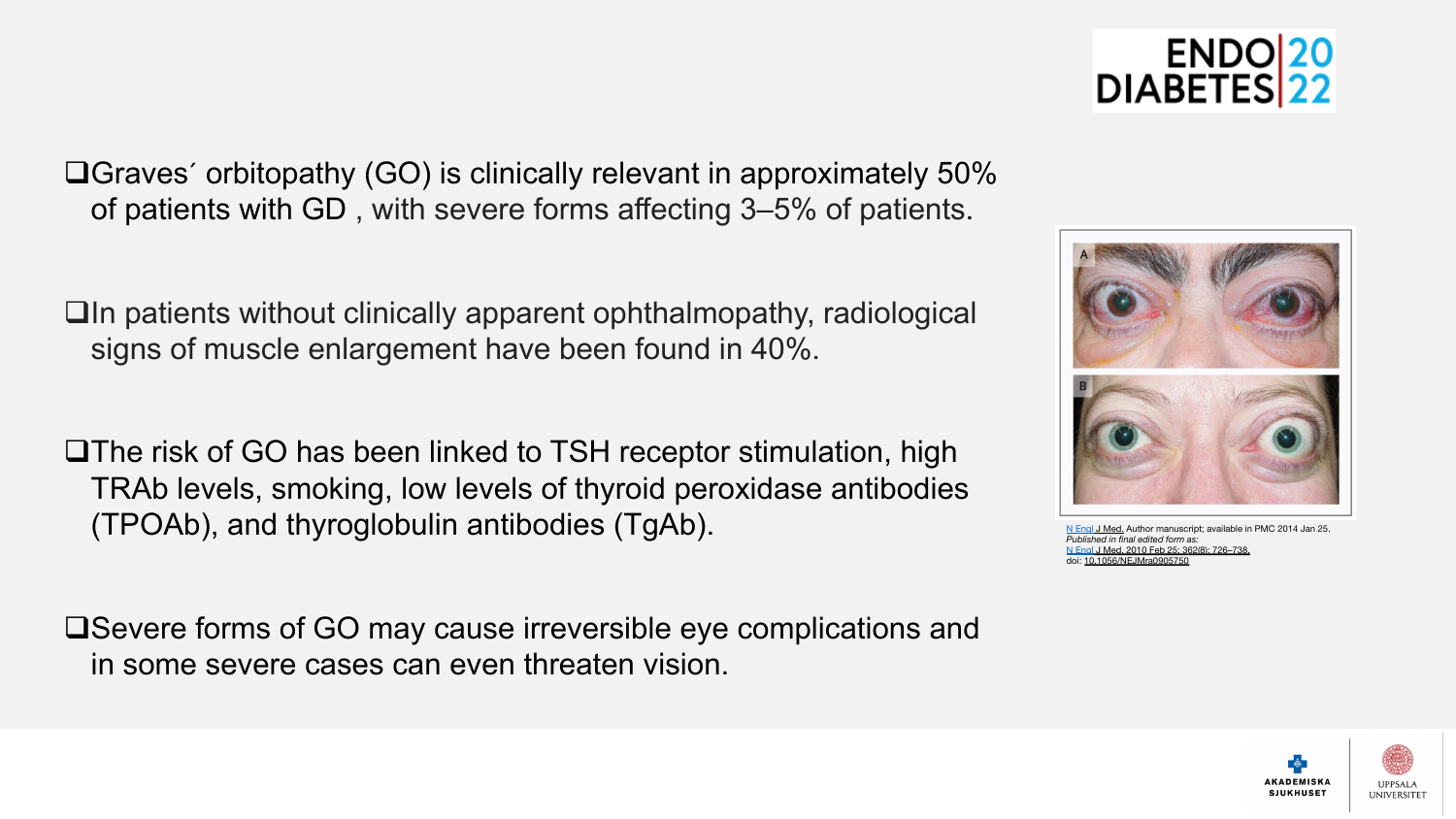- Graves´ orbitopathy (GO) is clinically relevant in approximately 50% of patients with GD , with severe forms affecting 3–5% of patients.

- In patients without clinically apparent ophthalmopathy, radiological signs of muscle enlargement have been found in 40%.

- The risk of GO has been linked to TSH receptor stimulation, high TRAb levels, smoking, low levels of thyroid peroxidase antibodies (TPOAb), and thyroglobulin antibodies (TgAb).

- Severe forms of GO may cause irreversible eye complications and in some severe cases can even threaten vision.

N Engl J Med. Author manuscript; available in PMC 2014 Jan 25.
*Published in final edited form as:*
N Engl J Med. 2010 Feb 25; 362(8): 726–738.
doi: 10.1056/NEJMra0905750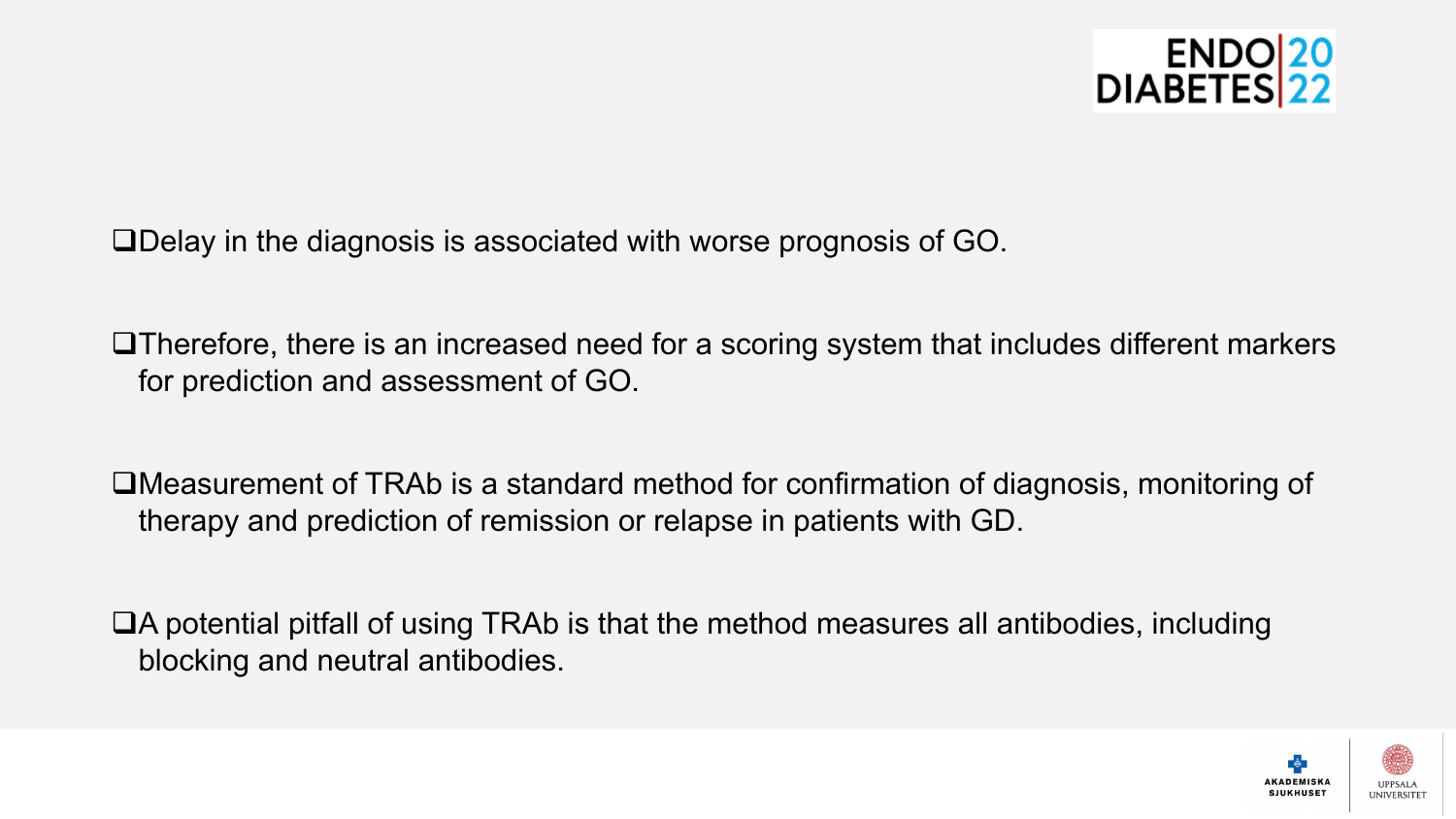- Delay in the diagnosis is associated with worse prognosis of GO.

- Therefore, there is an increased need for a scoring system that includes different markers for prediction and assessment of GO.

- Measurement of TRAb is a standard method for confirmation of diagnosis, monitoring of therapy and prediction of remission or relapse in patients with GD.

- A potential pitfall of using TRAb is that the method measures all antibodies, including blocking and neutral antibodies.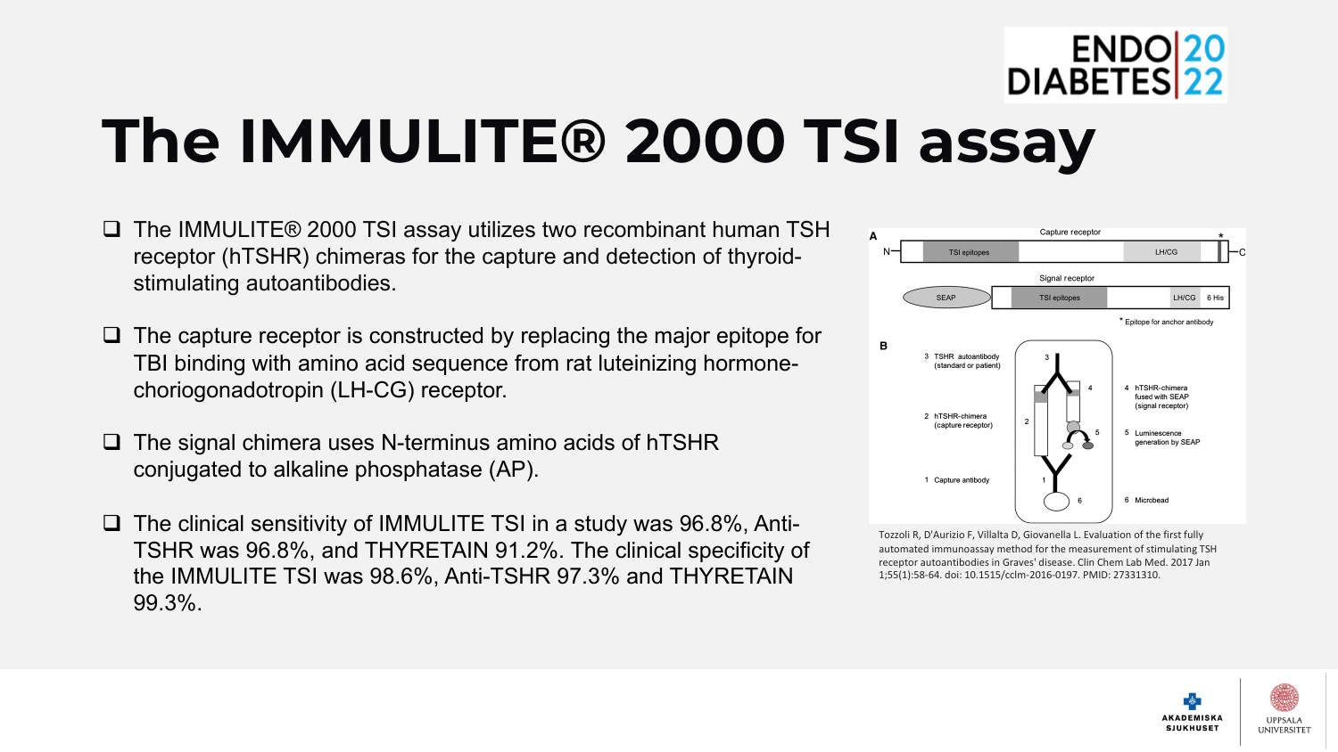# The IMMULITE® 2000 TSI assay

- The IMMULITE® 2000 TSI assay utilizes two recombinant human TSH receptor (hTSHR) chimeras for the capture and detection of thyroid-stimulating autoantibodies.
- The capture receptor is constructed by replacing the major epitope for TBI binding with amino acid sequence from rat luteinizing hormone-choriogonadotropin (LH-CG) receptor.
- The signal chimera uses N-terminus amino acids of hTSHR conjugated to alkaline phosphatase (AP).
- The clinical sensitivity of IMMULITE TSI in a study was 96.8%, Anti-TSHR was 96.8%, and THYRETAIN 91.2%. The clinical specificity of the IMMULITE TSI was 98.6%, Anti-TSHR 97.3% and THYRETAIN 99.3%.

Tozzoli R, D'Aurizio F, Villalta D, Giovanella L. Evaluation of the first fully automated immunoassay method for the measurement of stimulating TSH receptor autoantibodies in Graves' disease. Clin Chem Lab Med. 2017 Jan 1;55(1):58-64. doi: 10.1515/cclm-2016-0197. PMID: 27331310.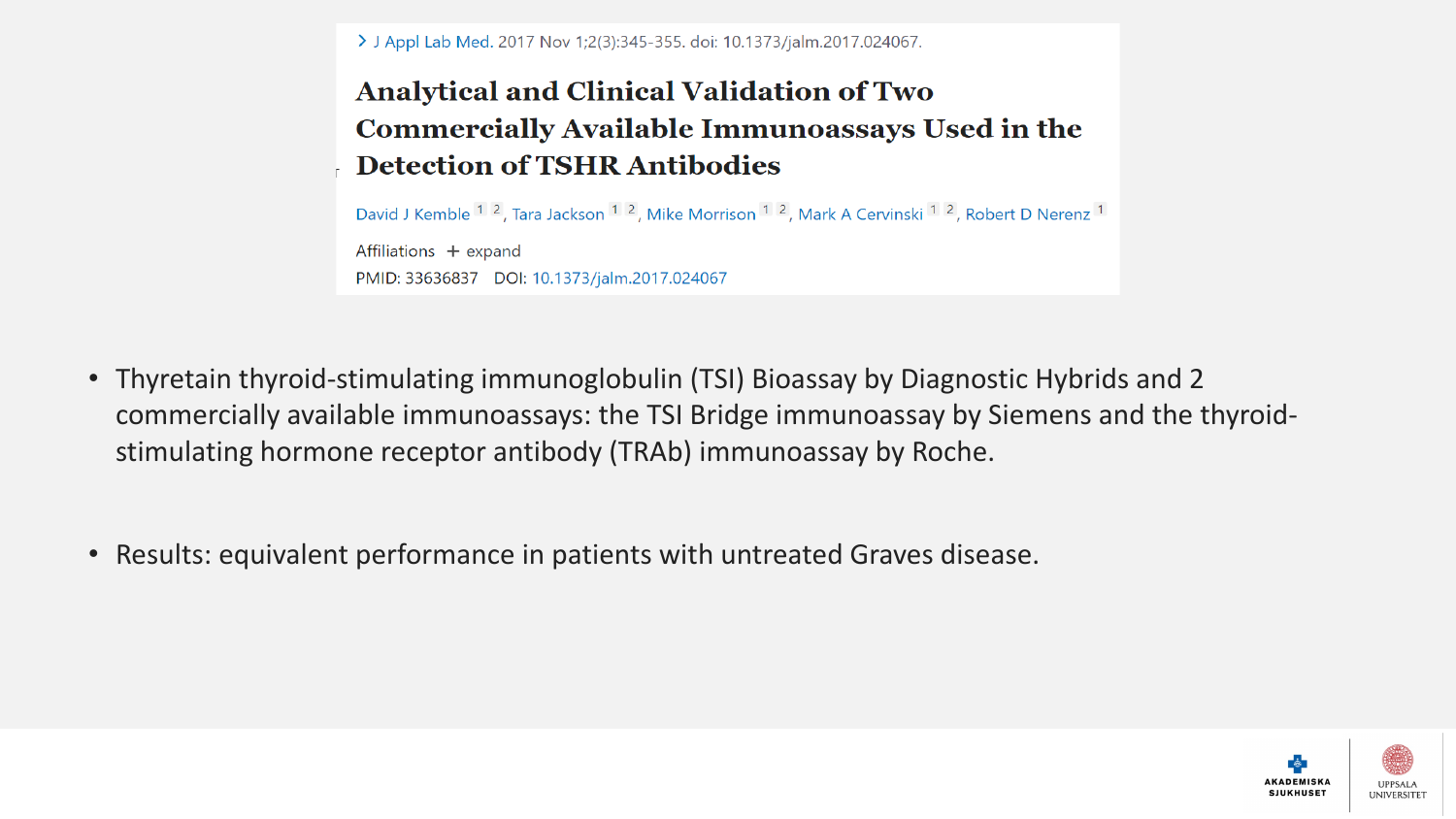> J Appl Lab Med. 2017 Nov 1;2(3):345-355. doi: 10.1373/jalm.2017.024067.

# Analytical and Clinical Validation of Two Commercially Available Immunoassays Used in the Detection of TSHR Antibodies

David J Kemble[1,2], Tara Jackson[1,2], Mike Morrison[1,2], Mark A Cervinski[1,2], Robert D Nerenz[1]

Affiliations + expand

PMID: 33636837 DOI: 10.1373/jalm.2017.024067

- Thyretain thyroid-stimulating immunoglobulin (TSI) Bioassay by Diagnostic Hybrids and 2 commercially available immunoassays: the TSI Bridge immunoassay by Siemens and the thyroid-stimulating hormone receptor antibody (TRAb) immunoassay by Roche.

- Results: equivalent performance in patients with untreated Graves disease.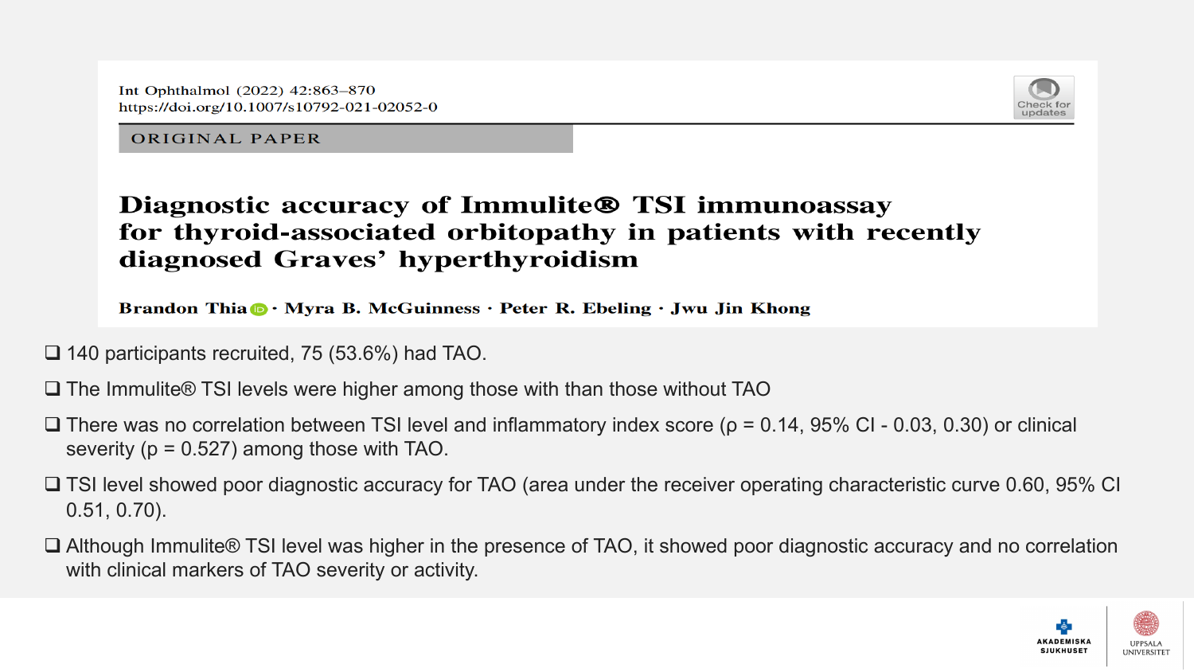Int Ophthalmol (2022) 42:863–870
https://doi.org/10.1007/s10792-021-02052-0

ORIGINAL PAPER

# Diagnostic accuracy of Immulite® TSI immunoassay for thyroid-associated orbitopathy in patients with recently diagnosed Graves' hyperthyroidism

**Brandon Thia · Myra B. McGuinness · Peter R. Ebeling · Jwu Jin Khong**

- 140 participants recruited, 75 (53.6%) had TAO.
- The Immulite® TSI levels were higher among those with than those without TAO
- There was no correlation between TSI level and inflammatory index score ($\rho = 0.14$, 95% CI - 0.03, 0.30) or clinical severity ($p = 0.527$) among those with TAO.
- TSI level showed poor diagnostic accuracy for TAO (area under the receiver operating characteristic curve 0.60, 95% CI 0.51, 0.70).
- Although Immulite® TSI level was higher in the presence of TAO, it showed poor diagnostic accuracy and no correlation with clinical markers of TAO severity or activity.

AKADEMISKA SJUKHUSET

UPPSALA UNIVERSITET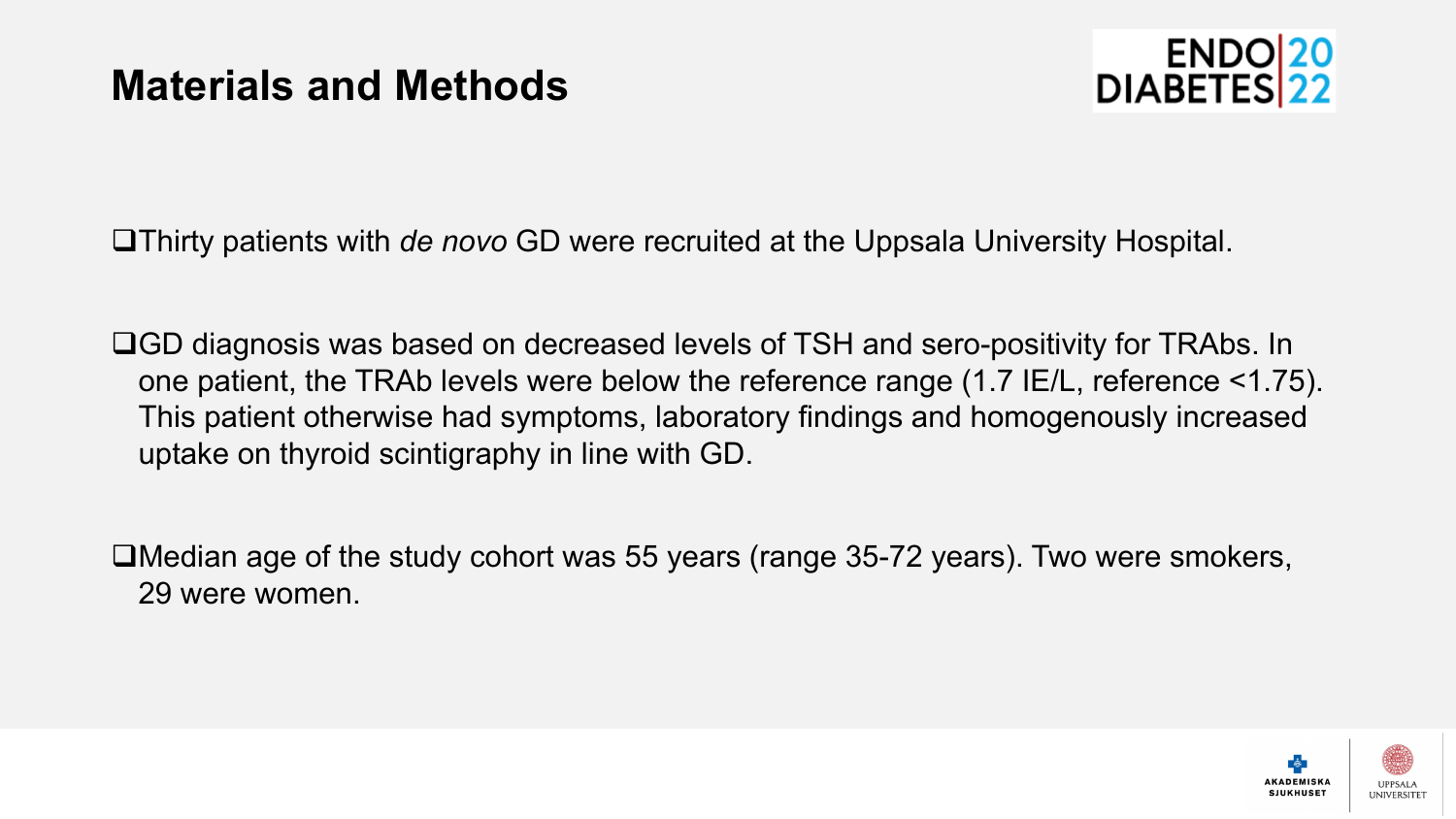# Materials and Methods

- Thirty patients with *de novo* GD were recruited at the Uppsala University Hospital.

- GD diagnosis was based on decreased levels of TSH and sero-positivity for TRAbs. In one patient, the TRAb levels were below the reference range (1.7 IE/L, reference <1.75). This patient otherwise had symptoms, laboratory findings and homogenously increased uptake on thyroid scintigraphy in line with GD.

- Median age of the study cohort was 55 years (range 35-72 years). Two were smokers, 29 were women.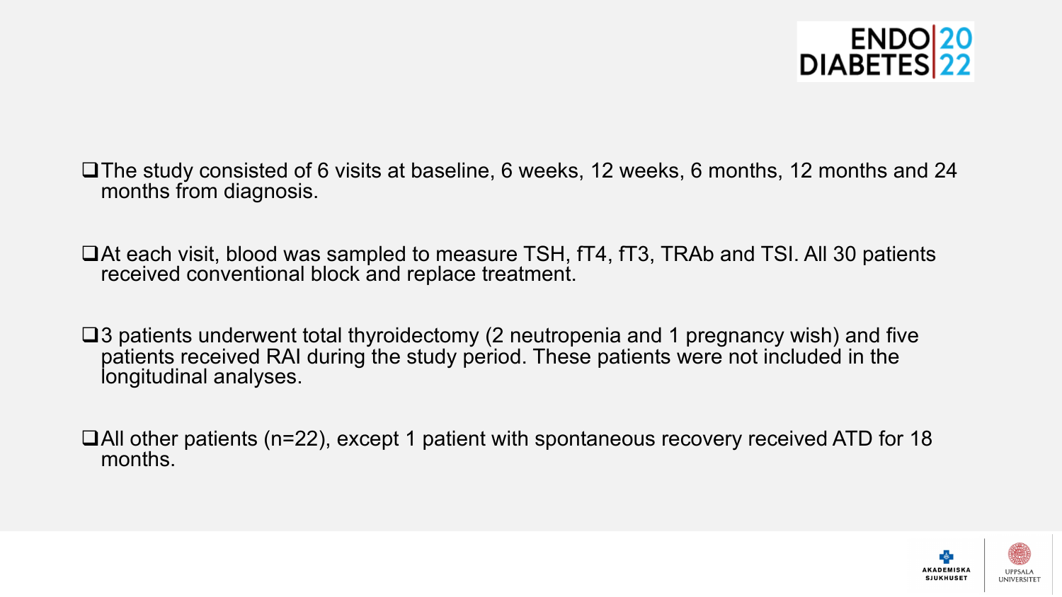- The study consisted of 6 visits at baseline, 6 weeks, 12 weeks, 6 months, 12 months and 24 months from diagnosis.

- At each visit, blood was sampled to measure TSH, fT4, fT3, TRAb and TSI. All 30 patients received conventional block and replace treatment.

- 3 patients underwent total thyroidectomy (2 neutropenia and 1 pregnancy wish) and five patients received RAI during the study period. These patients were not included in the longitudinal analyses.

- All other patients (n=22), except 1 patient with spontaneous recovery received ATD for 18 months.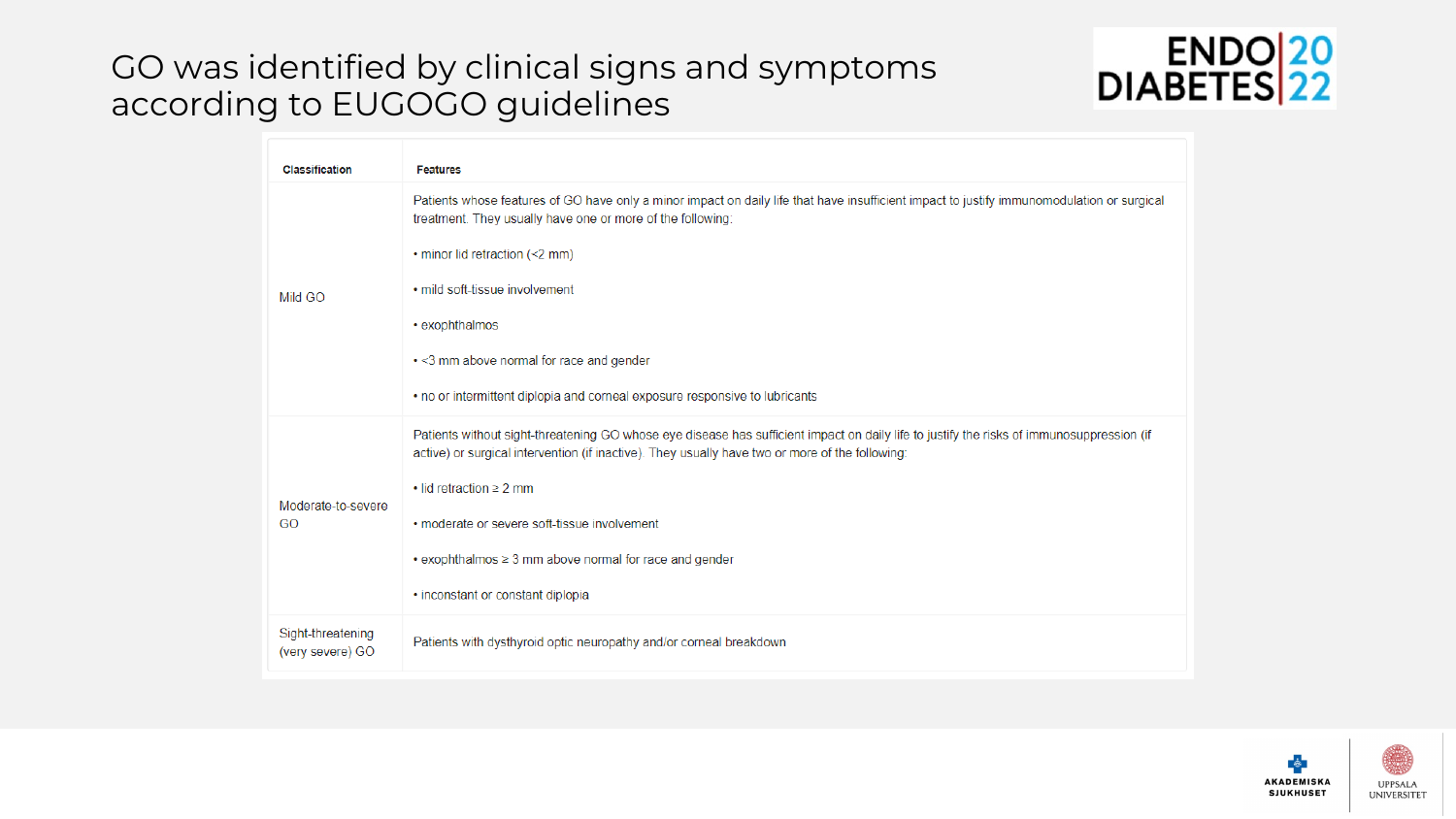# GO was identified by clinical signs and symptoms according to EUGOGO guidelines

| Classification | Features |
| --- | --- |
| Mild GO | Patients whose features of GO have only a minor impact on daily life that have insufficient impact to justify immunomodulation or surgical treatment. They usually have one or more of the following:<br><br>• minor lid retraction (<2 mm)<br><br>• mild soft-tissue involvement<br><br>• exophthalmos<br><br>• <3 mm above normal for race and gender<br><br>• no or intermittent diplopia and corneal exposure responsive to lubricants |
| Moderate-to-severe GO | Patients without sight-threatening GO whose eye disease has sufficient impact on daily life to justify the risks of immunosuppression (if active) or surgical intervention (if inactive). They usually have two or more of the following:<br><br>• lid retraction ≥ 2 mm<br><br>• moderate or severe soft-tissue involvement<br><br>• exophthalmos ≥ 3 mm above normal for race and gender<br><br>• inconstant or constant diplopia |
| Sight-threatening (very severe) GO | Patients with dysthyroid optic neuropathy and/or corneal breakdown |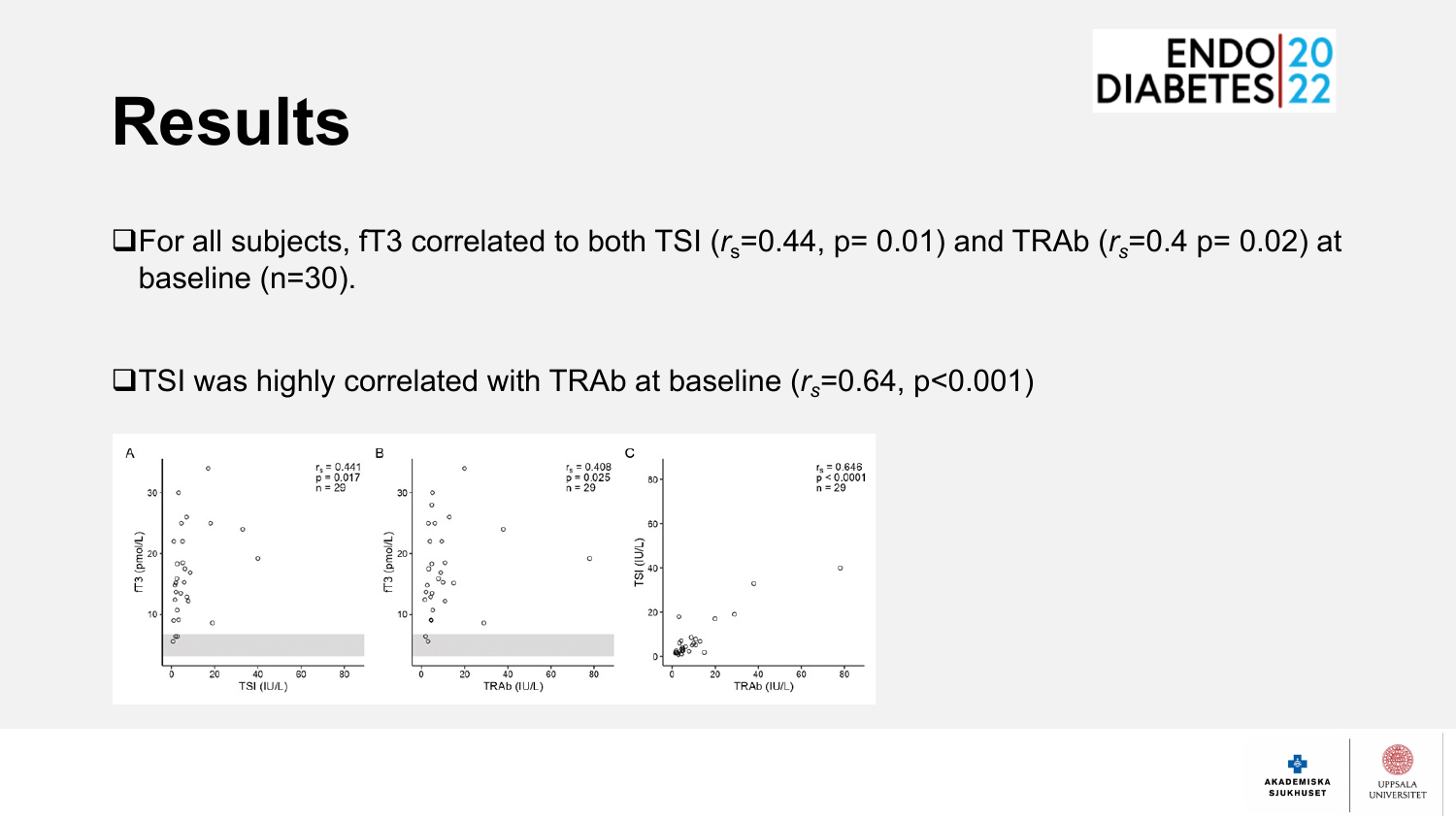# Results

- For all subjects, fT3 correlated to both TSI ($r_s$=0.44, p= 0.01) and TRAb ($r_s$=0.4 p= 0.02) at baseline (n=30).

- TSI was highly correlated with TRAb at baseline ($r_s$=0.64, p<0.001)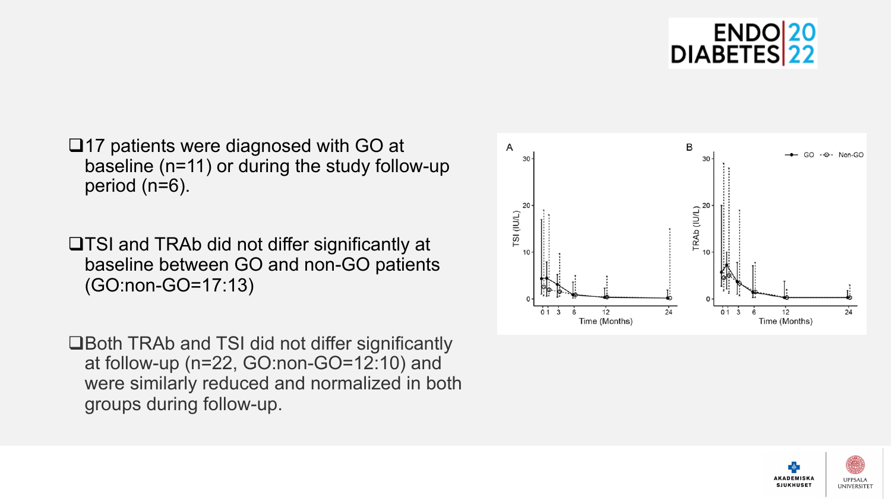- 17 patients were diagnosed with GO at baseline (n=11) or during the study follow-up period (n=6).
- TSI and TRAb did not differ significantly at baseline between GO and non-GO patients (GO:non-GO=17:13)
- Both TRAb and TSI did not differ significantly at follow-up (n=22, GO:non-GO=12:10) and were similarly reduced and normalized in both groups during follow-up.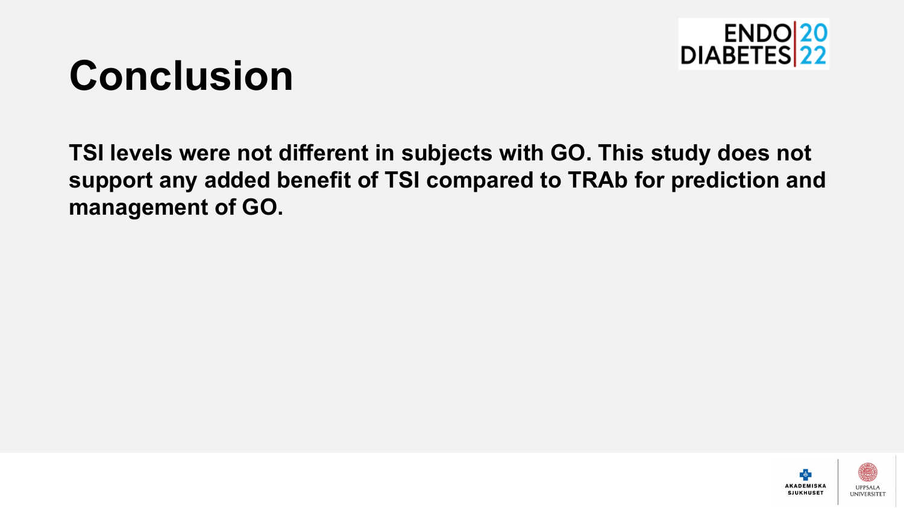# Conclusion

**TSI levels were not different in subjects with GO. This study does not support any added benefit of TSI compared to TRAb for prediction and management of GO.**